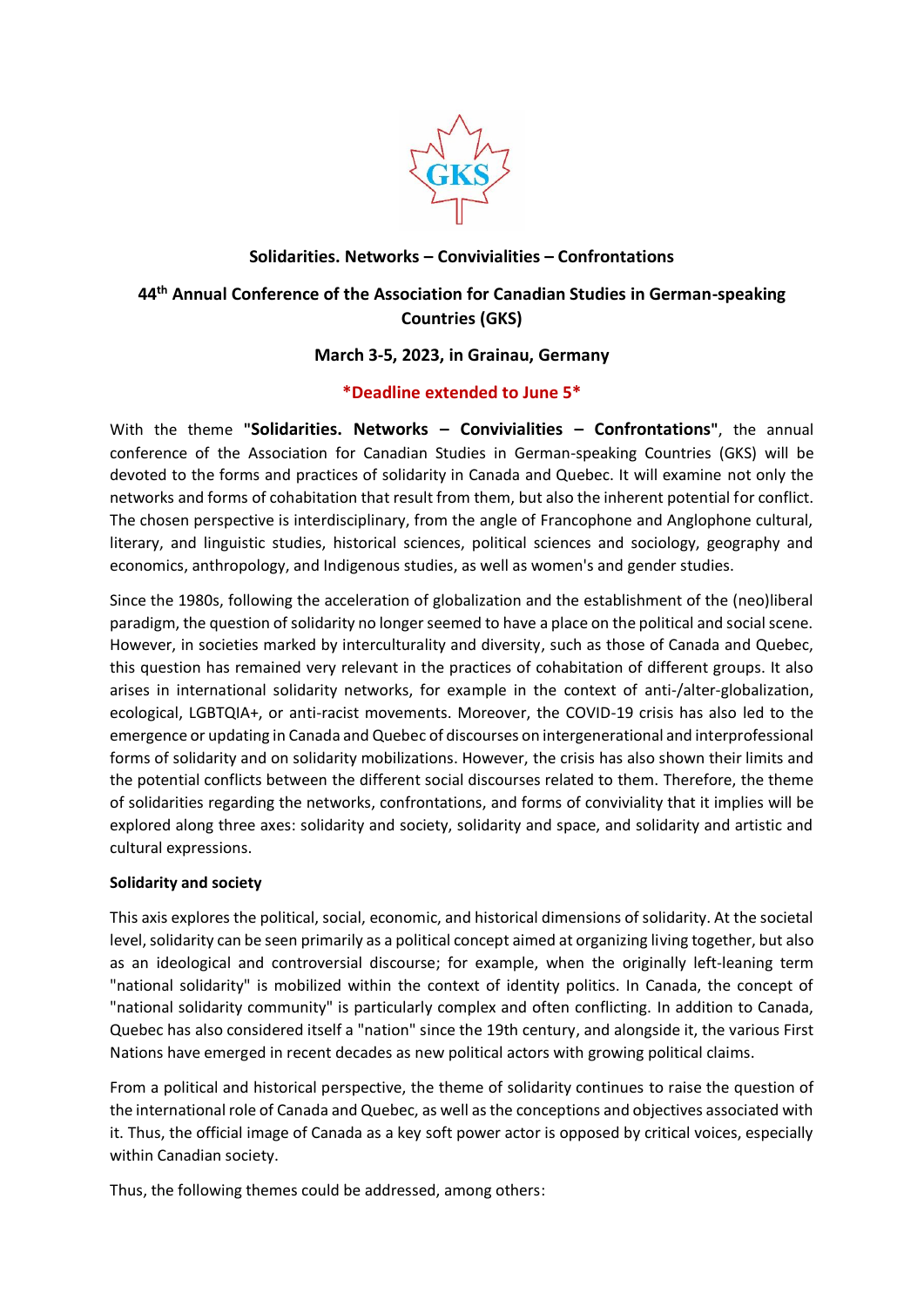# Solidarities. Networks – Convivialities – Confrontations

## 44th Annual Conference of the Association for Canadian Studies in German-speaking Countries (GKS)

### March 3-5, 2023, in Grainau, Germany

**\*Deadline extended to June 5\***

With the theme **"Solidarities. Networks – Convivialities – Confrontations"**, the annual conference of the Association for Canadian Studies in German-speaking Countries (GKS) will be devoted to the forms and practices of solidarity in Canada and Quebec. It will examine not only the networks and forms of cohabitation that result from them, but also the inherent potential for conflict. The chosen perspective is interdisciplinary, from the angle of Francophone and Anglophone cultural, literary, and linguistic studies, historical sciences, political sciences and sociology, geography and economics, anthropology, and Indigenous studies, as well as women's and gender studies.

Since the 1980s, following the acceleration of globalization and the establishment of the (neo)liberal paradigm, the question of solidarity no longer seemed to have a place on the political and social scene. However, in societies marked by interculturality and diversity, such as those of Canada and Quebec, this question has remained very relevant in the practices of cohabitation of different groups. It also arises in international solidarity networks, for example in the context of anti-/alter-globalization, ecological, LGBTQIA+, or anti-racist movements. Moreover, the COVID-19 crisis has also led to the emergence or updating in Canada and Quebec of discourses on intergenerational and interprofessional forms of solidarity and on solidarity mobilizations. However, the crisis has also shown their limits and the potential conflicts between the different social discourses related to them. Therefore, the theme of solidarities regarding the networks, confrontations, and forms of conviviality that it implies will be explored along three axes: solidarity and society, solidarity and space, and solidarity and artistic and cultural expressions.

**Solidarity and society**

This axis explores the political, social, economic, and historical dimensions of solidarity. At the societal level, solidarity can be seen primarily as a political concept aimed at organizing living together, but also as an ideological and controversial discourse; for example, when the originally left-leaning term "national solidarity" is mobilized within the context of identity politics. In Canada, the concept of "national solidarity community" is particularly complex and often conflicting. In addition to Canada, Quebec has also considered itself a "nation" since the 19th century, and alongside it, the various First Nations have emerged in recent decades as new political actors with growing political claims.

From a political and historical perspective, the theme of solidarity continues to raise the question of the international role of Canada and Quebec, as well as the conceptions and objectives associated with it. Thus, the official image of Canada as a key soft power actor is opposed by critical voices, especially within Canadian society.

Thus, the following themes could be addressed, among others: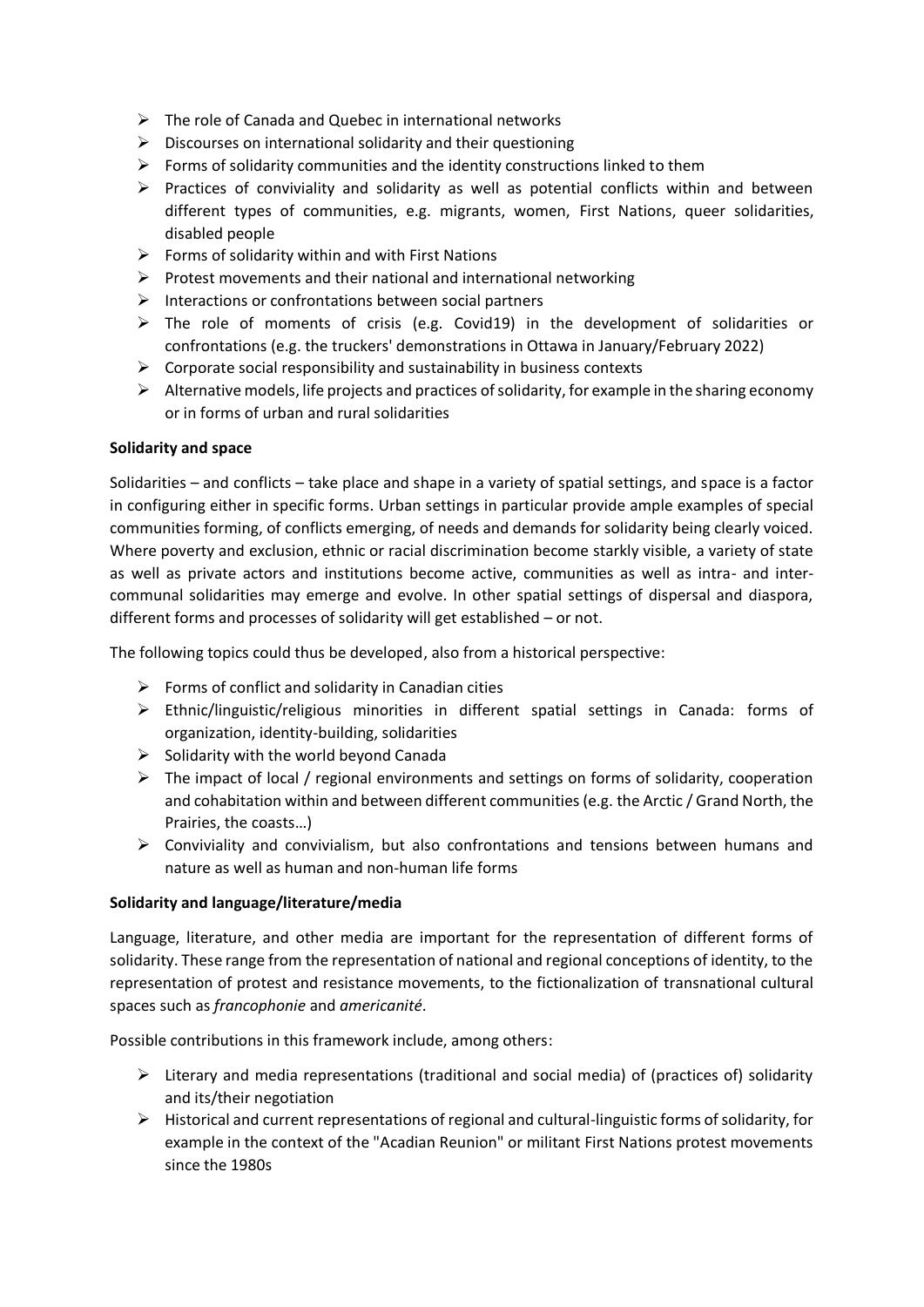- The role of Canada and Quebec in international networks
- Discourses on international solidarity and their questioning
- Forms of solidarity communities and the identity constructions linked to them
- Practices of conviviality and solidarity as well as potential conflicts within and between different types of communities, e.g. migrants, women, First Nations, queer solidarities, disabled people
- Forms of solidarity within and with First Nations
- Protest movements and their national and international networking
- Interactions or confrontations between social partners
- The role of moments of crisis (e.g. Covid19) in the development of solidarities or confrontations (e.g. the truckers' demonstrations in Ottawa in January/February 2022)
- Corporate social responsibility and sustainability in business contexts
- Alternative models, life projects and practices of solidarity, for example in the sharing economy or in forms of urban and rural solidarities

**Solidarity and space**

Solidarities – and conflicts – take place and shape in a variety of spatial settings, and space is a factor in configuring either in specific forms. Urban settings in particular provide ample examples of special communities forming, of conflicts emerging, of needs and demands for solidarity being clearly voiced. Where poverty and exclusion, ethnic or racial discrimination become starkly visible, a variety of state as well as private actors and institutions become active, communities as well as intra- and inter-communal solidarities may emerge and evolve. In other spatial settings of dispersal and diaspora, different forms and processes of solidarity will get established – or not.

The following topics could thus be developed, also from a historical perspective:

- Forms of conflict and solidarity in Canadian cities
- Ethnic/linguistic/religious minorities in different spatial settings in Canada: forms of organization, identity-building, solidarities
- Solidarity with the world beyond Canada
- The impact of local / regional environments and settings on forms of solidarity, cooperation and cohabitation within and between different communities (e.g. the Arctic / Grand North, the Prairies, the coasts…)
- Conviviality and convivialism, but also confrontations and tensions between humans and nature as well as human and non-human life forms

**Solidarity and language/literature/media**

Language, literature, and other media are important for the representation of different forms of solidarity. These range from the representation of national and regional conceptions of identity, to the representation of protest and resistance movements, to the fictionalization of transnational cultural spaces such as *francophonie* and *americanité*.

Possible contributions in this framework include, among others:

- Literary and media representations (traditional and social media) of (practices of) solidarity and its/their negotiation
- Historical and current representations of regional and cultural-linguistic forms of solidarity, for example in the context of the "Acadian Reunion" or militant First Nations protest movements since the 1980s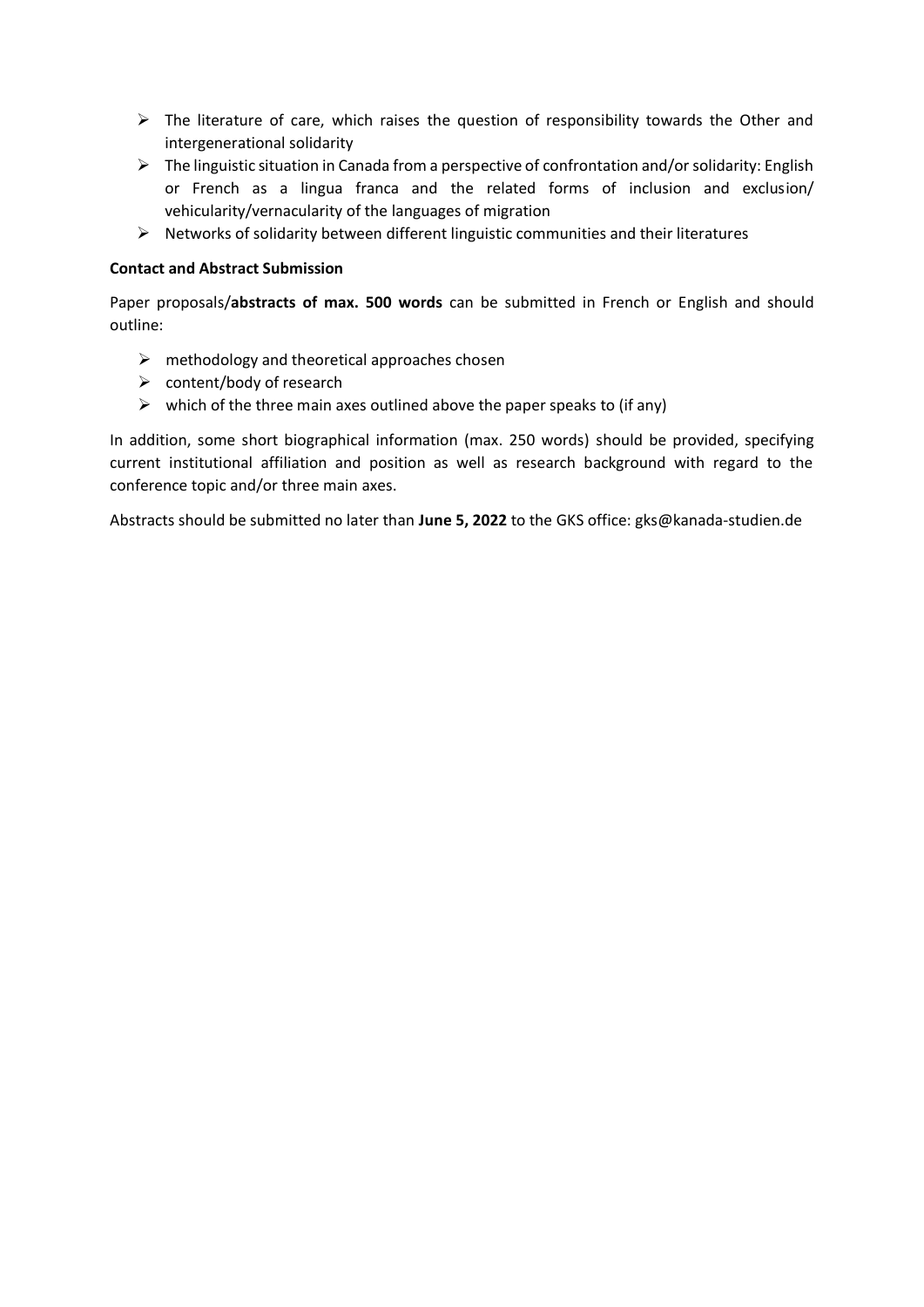- The literature of care, which raises the question of responsibility towards the Other and intergenerational solidarity
- The linguistic situation in Canada from a perspective of confrontation and/or solidarity: English or French as a lingua franca and the related forms of inclusion and exclusion/ vehicularity/vernacularity of the languages of migration
- Networks of solidarity between different linguistic communities and their literatures

**Contact and Abstract Submission**

Paper proposals/**abstracts of max. 500 words** can be submitted in French or English and should outline:

- methodology and theoretical approaches chosen
- content/body of research
- which of the three main axes outlined above the paper speaks to (if any)

In addition, some short biographical information (max. 250 words) should be provided, specifying current institutional affiliation and position as well as research background with regard to the conference topic and/or three main axes.

Abstracts should be submitted no later than **June 5, 2022** to the GKS office: gks@kanada-studien.de